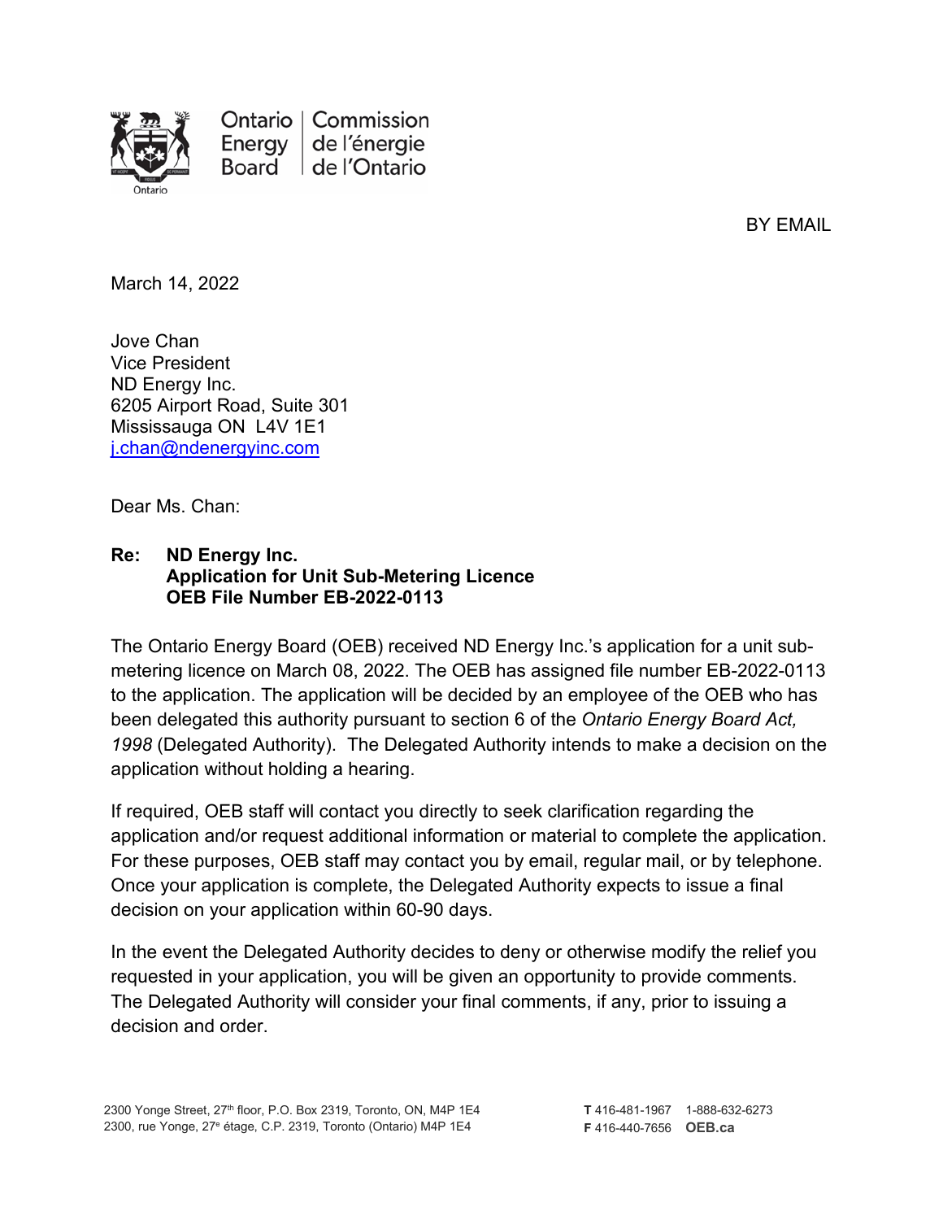Ontario Energy Board | Commission de l'énergie de l'Ontario

BY EMAIL

March 14, 2022

Jove Chan
Vice President
ND Energy Inc.
6205 Airport Road, Suite 301
Mississauga ON L4V 1E1
j.chan@ndenergyinc.com

Dear Ms. Chan:

**Re: ND Energy Inc.**
**Application for Unit Sub-Metering Licence**
**OEB File Number EB-2022-0113**

The Ontario Energy Board (OEB) received ND Energy Inc.'s application for a unit sub-metering licence on March 08, 2022. The OEB has assigned file number EB-2022-0113 to the application. The application will be decided by an employee of the OEB who has been delegated this authority pursuant to section 6 of the *Ontario Energy Board Act, 1998* (Delegated Authority). The Delegated Authority intends to make a decision on the application without holding a hearing.

If required, OEB staff will contact you directly to seek clarification regarding the application and/or request additional information or material to complete the application. For these purposes, OEB staff may contact you by email, regular mail, or by telephone. Once your application is complete, the Delegated Authority expects to issue a final decision on your application within 60-90 days.

In the event the Delegated Authority decides to deny or otherwise modify the relief you requested in your application, you will be given an opportunity to provide comments. The Delegated Authority will consider your final comments, if any, prior to issuing a decision and order.

2300 Yonge Street, 27th floor, P.O. Box 2319, Toronto, ON, M4P 1E4
2300, rue Yonge, 27e étage, C.P. 2319, Toronto (Ontario) M4P 1E4

T 416-481-1967 1-888-632-6273
F 416-440-7656 OEB.ca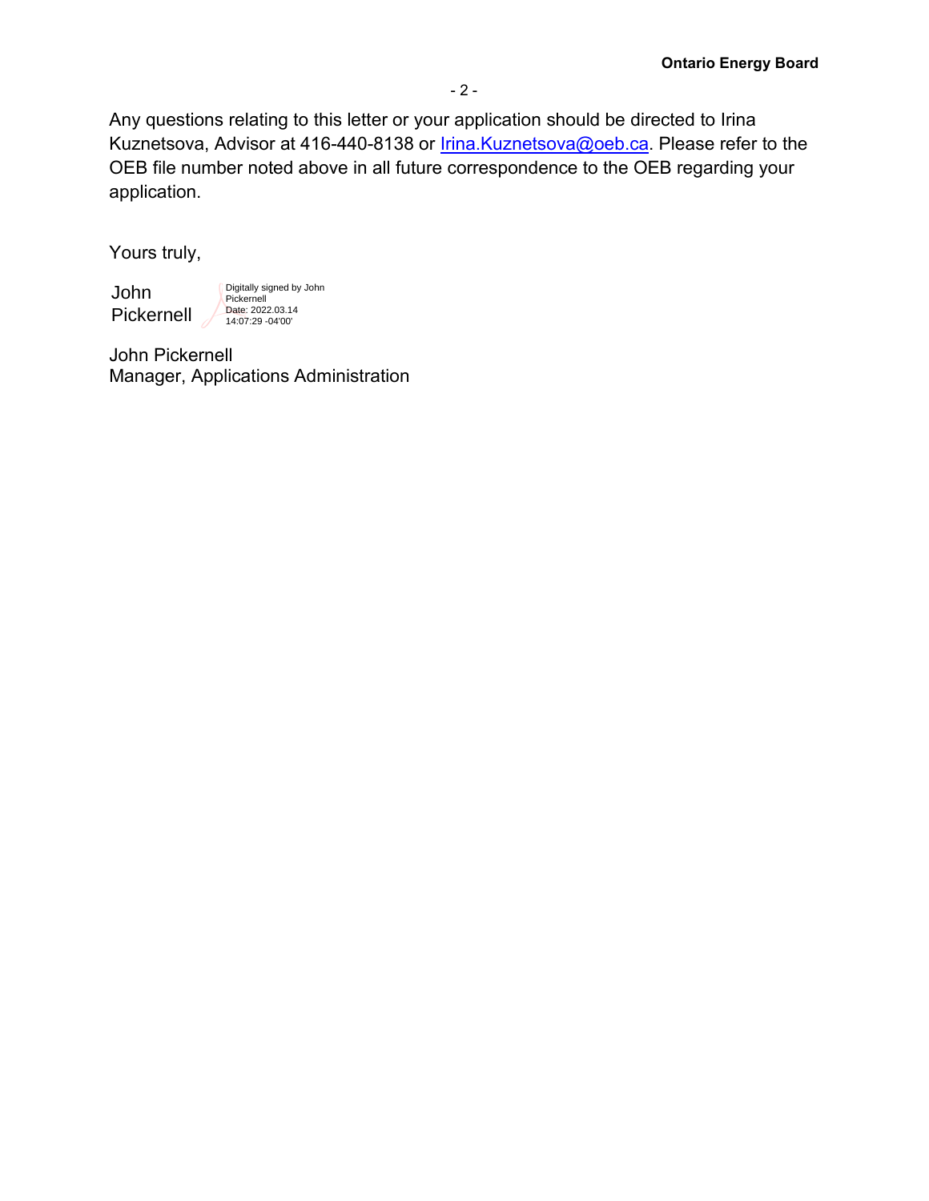Any questions relating to this letter or your application should be directed to Irina Kuznetsova, Advisor at 416-440-8138 or Irina.Kuznetsova@oeb.ca. Please refer to the OEB file number noted above in all future correspondence to the OEB regarding your application.

Yours truly,

John Pickernell

Digitally signed by John Pickernell
Date: 2022.03.14 14:07:29 -04'00'

John Pickernell
Manager, Applications Administration